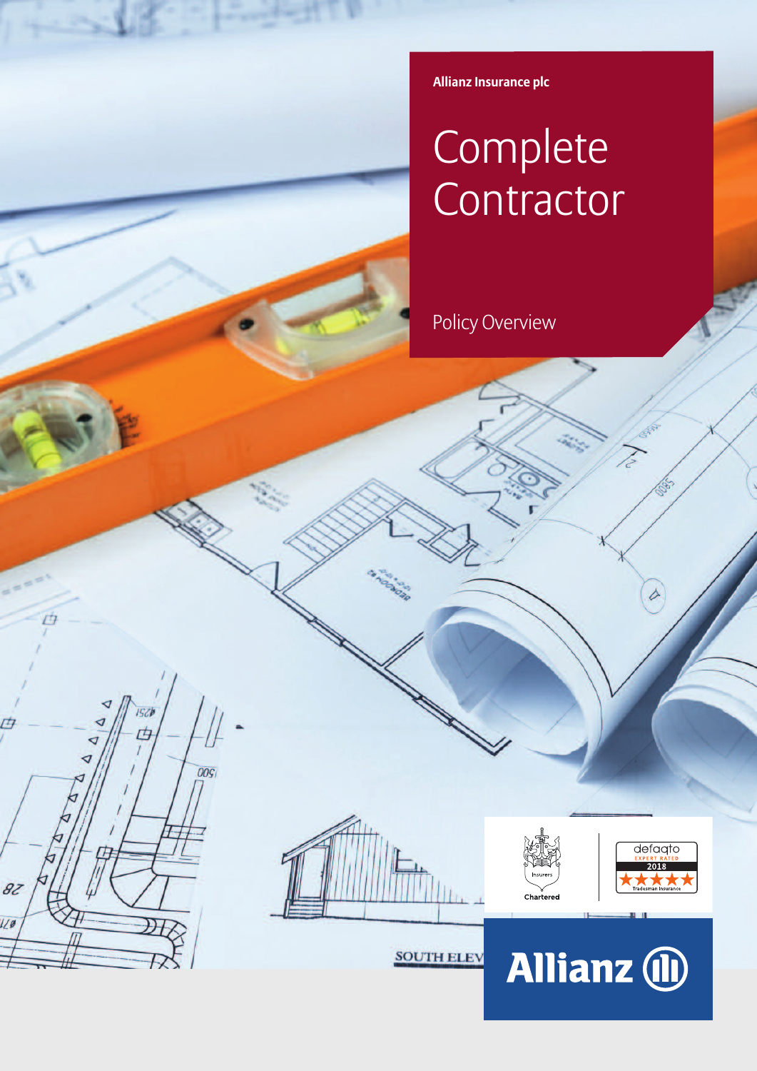Allianz Insurance plc

# Complete Contractor

Policy Overview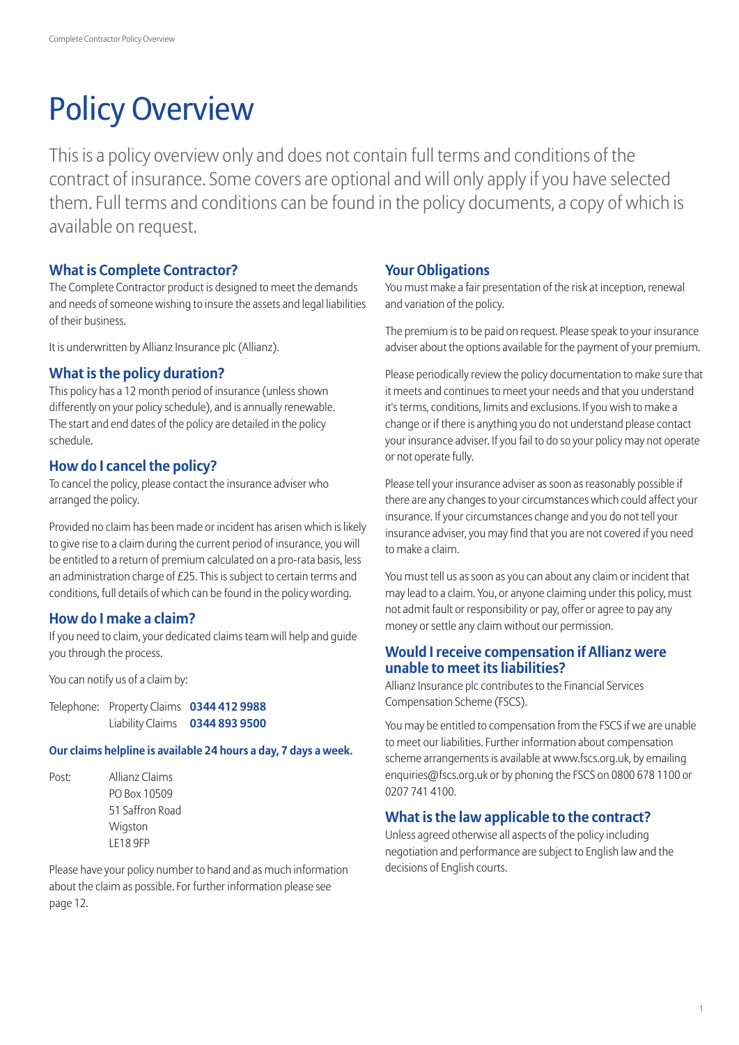# Policy Overview

This is a policy overview only and does not contain full terms and conditions of the contract of insurance. Some covers are optional and will only apply if you have selected them. Full terms and conditions can be found in the policy documents, a copy of which is available on request.

## What is Complete Contractor?

The Complete Contractor product is designed to meet the demands and needs of someone wishing to insure the assets and legal liabilities of their business.

It is underwritten by Allianz Insurance plc (Allianz).

## What is the policy duration?

This policy has a 12 month period of insurance (unless shown differently on your policy schedule), and is annually renewable. The start and end dates of the policy are detailed in the policy schedule.

## How do I cancel the policy?

To cancel the policy, please contact the insurance adviser who arranged the policy.

Provided no claim has been made or incident has arisen which is likely to give rise to a claim during the current period of insurance, you will be entitled to a return of premium calculated on a pro-rata basis, less an administration charge of £25. This is subject to certain terms and conditions, full details of which can be found in the policy wording.

## How do I make a claim?

If you need to claim, your dedicated claims team will help and guide you through the process.

You can notify us of a claim by:

Telephone: Property Claims **0344 412 9988**
Liability Claims **0344 893 9500**

**Our claims helpline is available 24 hours a day, 7 days a week.**

Post: Allianz Claims
PO Box 10509
51 Saffron Road
Wigston
LE18 9FP

Please have your policy number to hand and as much information about the claim as possible. For further information please see page 12.

## Your Obligations

You must make a fair presentation of the risk at inception, renewal and variation of the policy.

The premium is to be paid on request. Please speak to your insurance adviser about the options available for the payment of your premium.

Please periodically review the policy documentation to make sure that it meets and continues to meet your needs and that you understand it's terms, conditions, limits and exclusions. If you wish to make a change or if there is anything you do not understand please contact your insurance adviser. If you fail to do so your policy may not operate or not operate fully.

Please tell your insurance adviser as soon as reasonably possible if there are any changes to your circumstances which could affect your insurance. If your circumstances change and you do not tell your insurance adviser, you may find that you are not covered if you need to make a claim.

You must tell us as soon as you can about any claim or incident that may lead to a claim. You, or anyone claiming under this policy, must not admit fault or responsibility or pay, offer or agree to pay any money or settle any claim without our permission.

## Would I receive compensation if Allianz were unable to meet its liabilities?

Allianz Insurance plc contributes to the Financial Services Compensation Scheme (FSCS).

You may be entitled to compensation from the FSCS if we are unable to meet our liabilities. Further information about compensation scheme arrangements is available at www.fscs.org.uk, by emailing enquiries@fscs.org.uk or by phoning the FSCS on 0800 678 1100 or 0207 741 4100.

## What is the law applicable to the contract?

Unless agreed otherwise all aspects of the policy including negotiation and performance are subject to English law and the decisions of English courts.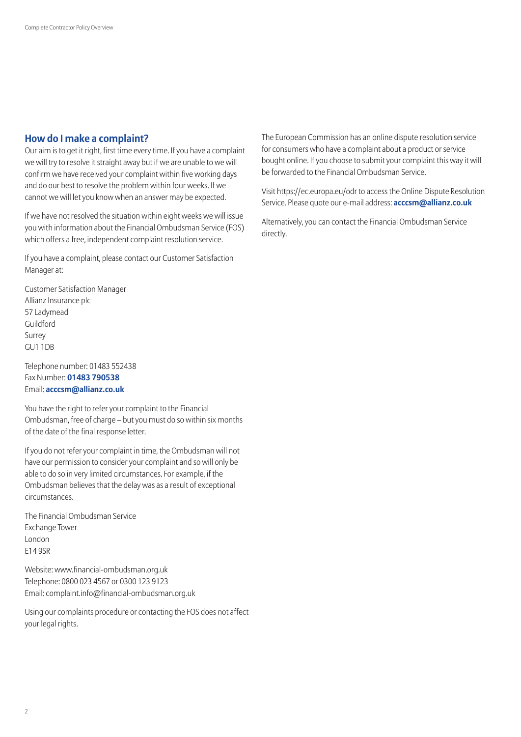## How do I make a complaint?

Our aim is to get it right, first time every time. If you have a complaint we will try to resolve it straight away but if we are unable to we will confirm we have received your complaint within five working days and do our best to resolve the problem within four weeks. If we cannot we will let you know when an answer may be expected.

If we have not resolved the situation within eight weeks we will issue you with information about the Financial Ombudsman Service (FOS) which offers a free, independent complaint resolution service.

If you have a complaint, please contact our Customer Satisfaction Manager at:

Customer Satisfaction Manager
Allianz Insurance plc
57 Ladymead
Guildford
Surrey
GU1 1DB

Telephone number: 01483 552438
Fax Number: **01483 790538**
Email: **acccsm@allianz.co.uk**

You have the right to refer your complaint to the Financial Ombudsman, free of charge – but you must do so within six months of the date of the final response letter.

If you do not refer your complaint in time, the Ombudsman will not have our permission to consider your complaint and so will only be able to do so in very limited circumstances. For example, if the Ombudsman believes that the delay was as a result of exceptional circumstances.

The Financial Ombudsman Service
Exchange Tower
London
E14 9SR

Website: www.financial-ombudsman.org.uk
Telephone: 0800 023 4567 or 0300 123 9123
Email: complaint.info@financial-ombudsman.org.uk

Using our complaints procedure or contacting the FOS does not affect your legal rights.

The European Commission has an online dispute resolution service for consumers who have a complaint about a product or service bought online. If you choose to submit your complaint this way it will be forwarded to the Financial Ombudsman Service.

Visit https://ec.europa.eu/odr to access the Online Dispute Resolution Service. Please quote our e-mail address: **acccsm@allianz.co.uk**

Alternatively, you can contact the Financial Ombudsman Service directly.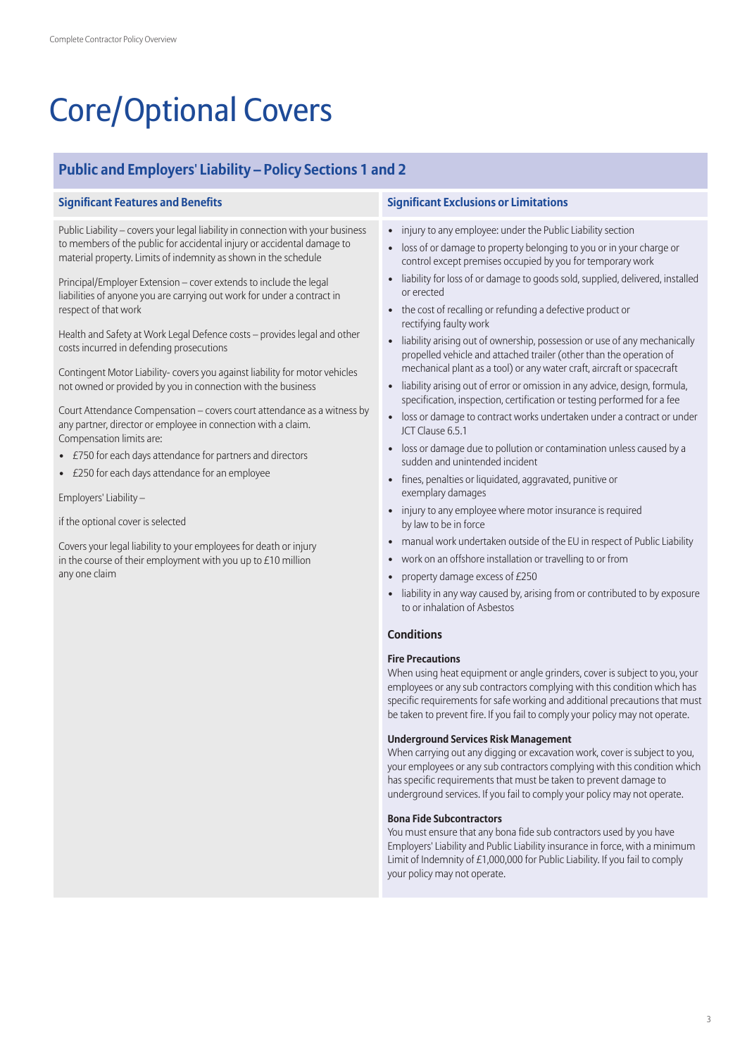# Core/Optional Covers

## Public and Employers' Liability – Policy Sections 1 and 2

### Significant Features and Benefits

Public Liability – covers your legal liability in connection with your business to members of the public for accidental injury or accidental damage to material property. Limits of indemnity as shown in the schedule

Principal/Employer Extension – cover extends to include the legal liabilities of anyone you are carrying out work for under a contract in respect of that work

Health and Safety at Work Legal Defence costs – provides legal and other costs incurred in defending prosecutions

Contingent Motor Liability- covers you against liability for motor vehicles not owned or provided by you in connection with the business

Court Attendance Compensation – covers court attendance as a witness by any partner, director or employee in connection with a claim. Compensation limits are:

- £750 for each days attendance for partners and directors
- £250 for each days attendance for an employee

Employers' Liability –

if the optional cover is selected

Covers your legal liability to your employees for death or injury in the course of their employment with you up to £10 million any one claim

### Significant Exclusions or Limitations

- injury to any employee: under the Public Liability section
- loss of or damage to property belonging to you or in your charge or control except premises occupied by you for temporary work
- liability for loss of or damage to goods sold, supplied, delivered, installed or erected
- the cost of recalling or refunding a defective product or rectifying faulty work
- liability arising out of ownership, possession or use of any mechanically propelled vehicle and attached trailer (other than the operation of mechanical plant as a tool) or any water craft, aircraft or spacecraft
- liability arising out of error or omission in any advice, design, formula, specification, inspection, certification or testing performed for a fee
- loss or damage to contract works undertaken under a contract or under JCT Clause 6.5.1
- loss or damage due to pollution or contamination unless caused by a sudden and unintended incident
- fines, penalties or liquidated, aggravated, punitive or exemplary damages
- injury to any employee where motor insurance is required by law to be in force
- manual work undertaken outside of the EU in respect of Public Liability
- work on an offshore installation or travelling to or from
- property damage excess of £250
- liability in any way caused by, arising from or contributed to by exposure to or inhalation of Asbestos

### Conditions

**Fire Precautions**
When using heat equipment or angle grinders, cover is subject to you, your employees or any sub contractors complying with this condition which has specific requirements for safe working and additional precautions that must be taken to prevent fire. If you fail to comply your policy may not operate.

**Underground Services Risk Management**
When carrying out any digging or excavation work, cover is subject to you, your employees or any sub contractors complying with this condition which has specific requirements that must be taken to prevent damage to underground services. If you fail to comply your policy may not operate.

**Bona Fide Subcontractors**
You must ensure that any bona fide sub contractors used by you have Employers' Liability and Public Liability insurance in force, with a minimum Limit of Indemnity of £1,000,000 for Public Liability. If you fail to comply your policy may not operate.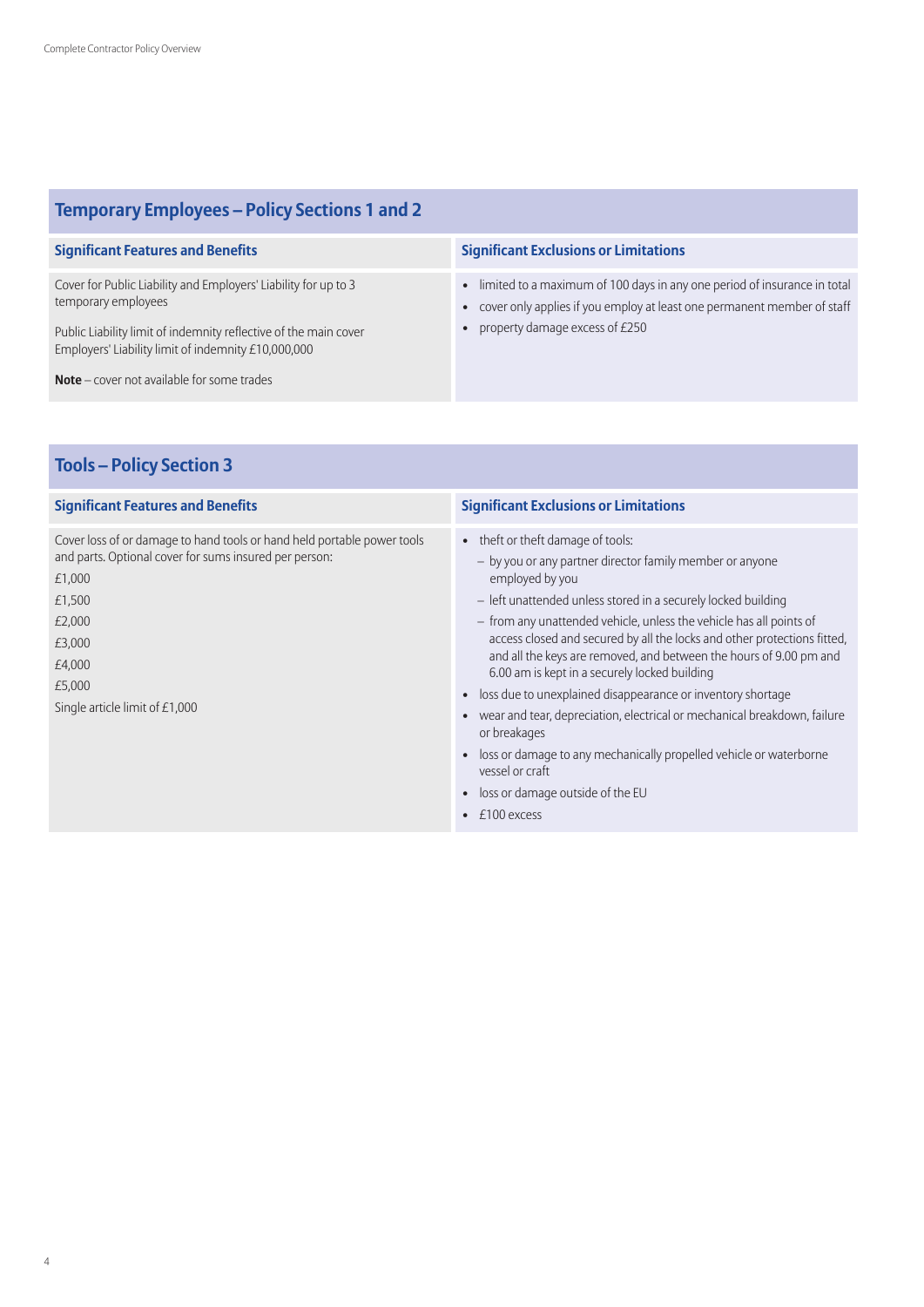## Temporary Employees – Policy Sections 1 and 2

| Significant Features and Benefits | Significant Exclusions or Limitations |
|---|---|
| Cover for Public Liability and Employers' Liability for up to 3 temporary employees<br><br>Public Liability limit of indemnity reflective of the main cover<br>Employers' Liability limit of indemnity £10,000,000<br><br>**Note** – cover not available for some trades | • limited to a maximum of 100 days in any one period of insurance in total<br>• cover only applies if you employ at least one permanent member of staff<br>• property damage excess of £250 |

## Tools – Policy Section 3

| Significant Features and Benefits | Significant Exclusions or Limitations |
|---|---|
| Cover loss of or damage to hand tools or hand held portable power tools and parts. Optional cover for sums insured per person:<br>£1,000<br>£1,500<br>£2,000<br>£3,000<br>£4,000<br>£5,000<br>Single article limit of £1,000 | • theft or theft damage of tools:<br>– by you or any partner director family member or anyone employed by you<br>– left unattended unless stored in a securely locked building<br>– from any unattended vehicle, unless the vehicle has all points of access closed and secured by all the locks and other protections fitted, and all the keys are removed, and between the hours of 9.00 pm and 6.00 am is kept in a securely locked building<br>• loss due to unexplained disappearance or inventory shortage<br>• wear and tear, depreciation, electrical or mechanical breakdown, failure or breakages<br>• loss or damage to any mechanically propelled vehicle or waterborne vessel or craft<br>• loss or damage outside of the EU<br>• £100 excess |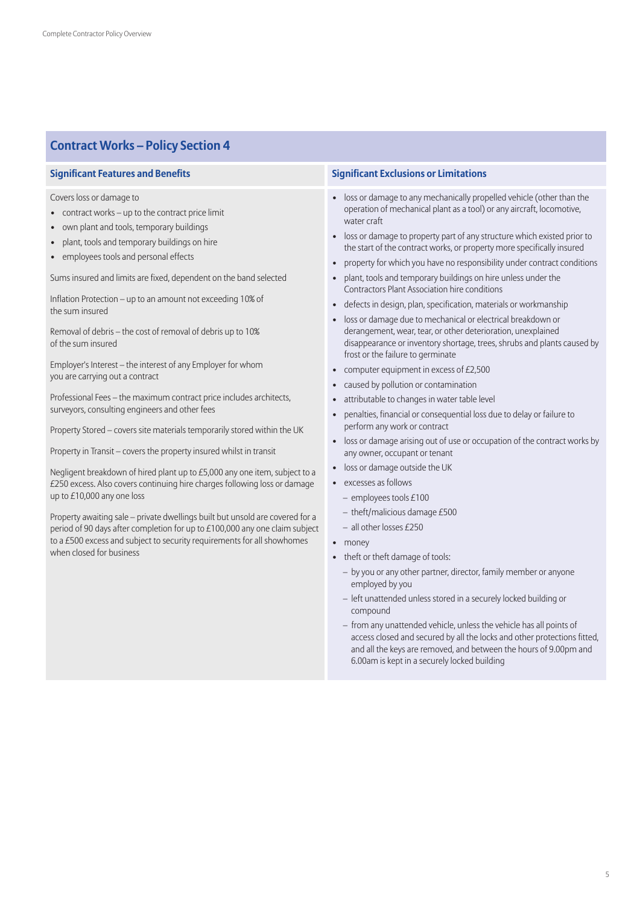## Contract Works – Policy Section 4

### Significant Features and Benefits

Covers loss or damage to

- contract works – up to the contract price limit
- own plant and tools, temporary buildings
- plant, tools and temporary buildings on hire
- employees tools and personal effects

Sums insured and limits are fixed, dependent on the band selected

Inflation Protection – up to an amount not exceeding 10% of the sum insured

Removal of debris – the cost of removal of debris up to 10% of the sum insured

Employer's Interest – the interest of any Employer for whom you are carrying out a contract

Professional Fees – the maximum contract price includes architects, surveyors, consulting engineers and other fees

Property Stored – covers site materials temporarily stored within the UK

Property in Transit – covers the property insured whilst in transit

Negligent breakdown of hired plant up to £5,000 any one item, subject to a £250 excess. Also covers continuing hire charges following loss or damage up to £10,000 any one loss

Property awaiting sale – private dwellings built but unsold are covered for a period of 90 days after completion for up to £100,000 any one claim subject to a £500 excess and subject to security requirements for all showhomes when closed for business

### Significant Exclusions or Limitations

- loss or damage to any mechanically propelled vehicle (other than the operation of mechanical plant as a tool) or any aircraft, locomotive, water craft
- loss or damage to property part of any structure which existed prior to the start of the contract works, or property more specifically insured
- property for which you have no responsibility under contract conditions
- plant, tools and temporary buildings on hire unless under the Contractors Plant Association hire conditions
- defects in design, plan, specification, materials or workmanship
- loss or damage due to mechanical or electrical breakdown or derangement, wear, tear, or other deterioration, unexplained disappearance or inventory shortage, trees, shrubs and plants caused by frost or the failure to germinate
- computer equipment in excess of £2,500
- caused by pollution or contamination
- attributable to changes in water table level
- penalties, financial or consequential loss due to delay or failure to perform any work or contract
- loss or damage arising out of use or occupation of the contract works by any owner, occupant or tenant
- loss or damage outside the UK
- excesses as follows
  - employees tools £100
  - theft/malicious damage £500
  - all other losses £250
- money
- theft or theft damage of tools:
  - by you or any other partner, director, family member or anyone employed by you
  - left unattended unless stored in a securely locked building or compound
  - from any unattended vehicle, unless the vehicle has all points of access closed and secured by all the locks and other protections fitted, and all the keys are removed, and between the hours of 9.00pm and 6.00am is kept in a securely locked building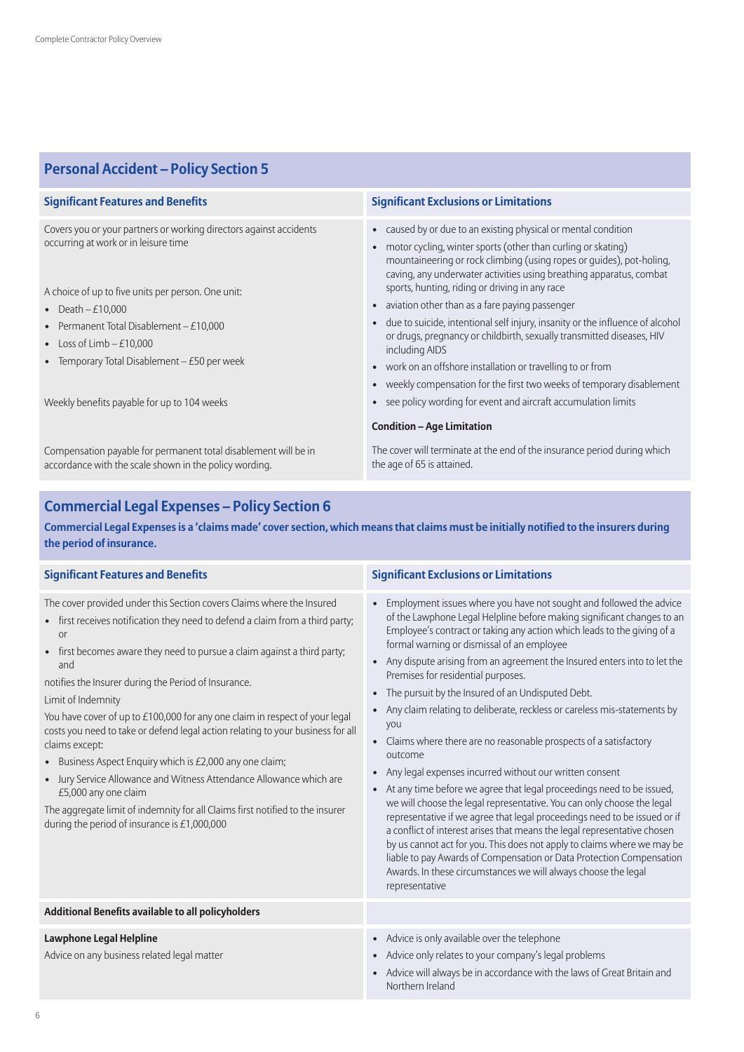## Personal Accident – Policy Section 5

| Significant Features and Benefits | Significant Exclusions or Limitations |
|---|---|
| Covers you or your partners or working directors against accidents occurring at work or in leisure time<br><br>A choice of up to five units per person. One unit:<br>• Death – £10,000<br>• Permanent Total Disablement – £10,000<br>• Loss of Limb – £10,000<br>• Temporary Total Disablement – £50 per week<br><br>Weekly benefits payable for up to 104 weeks | • caused by or due to an existing physical or mental condition<br>• motor cycling, winter sports (other than curling or skating) mountaineering or rock climbing (using ropes or guides), pot-holing, caving, any underwater activities using breathing apparatus, combat sports, hunting, riding or driving in any race<br>• aviation other than as a fare paying passenger<br>• due to suicide, intentional self injury, insanity or the influence of alcohol or drugs, pregnancy or childbirth, sexually transmitted diseases, HIV including AIDS<br>• work on an offshore installation or travelling to or from<br>• weekly compensation for the first two weeks of temporary disablement<br>• see policy wording for event and aircraft accumulation limits<br><br>**Condition – Age Limitation** |
| Compensation payable for permanent total disablement will be in accordance with the scale shown in the policy wording. | The cover will terminate at the end of the insurance period during which the age of 65 is attained. |

## Commercial Legal Expenses – Policy Section 6

**Commercial Legal Expenses is a 'claims made' cover section, which means that claims must be initially notified to the insurers during the period of insurance.**

| Significant Features and Benefits | Significant Exclusions or Limitations |
|---|---|
| The cover provided under this Section covers Claims where the Insured<br>• first receives notification they need to defend a claim from a third party; or<br>• first becomes aware they need to pursue a claim against a third party; and<br><br>notifies the Insurer during the Period of Insurance.<br><br>Limit of Indemnity<br><br>You have cover of up to £100,000 for any one claim in respect of your legal costs you need to take or defend legal action relating to your business for all claims except:<br>• Business Aspect Enquiry which is £2,000 any one claim;<br>• Jury Service Allowance and Witness Attendance Allowance which are £5,000 any one claim<br><br>The aggregate limit of indemnity for all Claims first notified to the insurer during the period of insurance is £1,000,000 | • Employment issues where you have not sought and followed the advice of the Lawphone Legal Helpline before making significant changes to an Employee's contract or taking any action which leads to the giving of a formal warning or dismissal of an employee<br>• Any dispute arising from an agreement the Insured enters into to let the Premises for residential purposes.<br>• The pursuit by the Insured of an Undisputed Debt.<br>• Any claim relating to deliberate, reckless or careless mis-statements by you<br>• Claims where there are no reasonable prospects of a satisfactory outcome<br>• Any legal expenses incurred without our written consent<br>• At any time before we agree that legal proceedings need to be issued, we will choose the legal representative. You can only choose the legal representative if we agree that legal proceedings need to be issued or if a conflict of interest arises that means the legal representative chosen by us cannot act for you. This does not apply to claims where we may be liable to pay Awards of Compensation or Data Protection Compensation Awards. In these circumstances we will always choose the legal representative |
| **Additional Benefits available to all policyholders** | |
| **Lawphone Legal Helpline**<br>Advice on any business related legal matter | • Advice is only available over the telephone<br>• Advice only relates to your company's legal problems<br>• Advice will always be in accordance with the laws of Great Britain and Northern Ireland |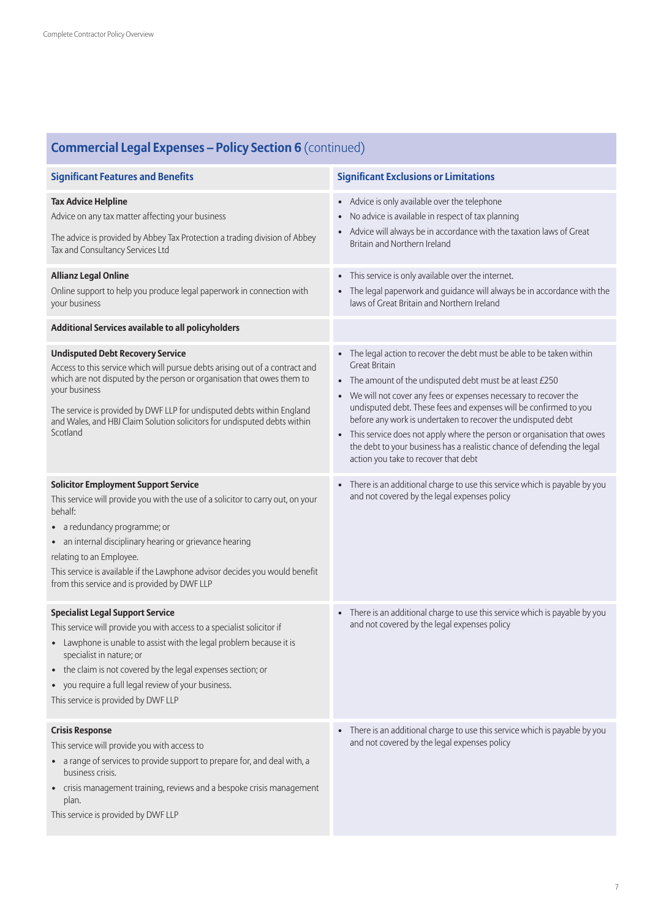## Commercial Legal Expenses – Policy Section 6 (continued)

| Significant Features and Benefits | Significant Exclusions or Limitations |
|---|---|
| **Tax Advice Helpline**<br>Advice on any tax matter affecting your business<br><br>The advice is provided by Abbey Tax Protection a trading division of Abbey Tax and Consultancy Services Ltd | • Advice is only available over the telephone<br>• No advice is available in respect of tax planning<br>• Advice will always be in accordance with the taxation laws of Great Britain and Northern Ireland |
| **Allianz Legal Online**<br>Online support to help you produce legal paperwork in connection with your business | • This service is only available over the internet.<br>• The legal paperwork and guidance will always be in accordance with the laws of Great Britain and Northern Ireland |
| **Additional Services available to all policyholders** | |
| **Undisputed Debt Recovery Service**<br>Access to this service which will pursue debts arising out of a contract and which are not disputed by the person or organisation that owes them to your business<br><br>The service is provided by DWF LLP for undisputed debts within England and Wales, and HBJ Claim Solution solicitors for undisputed debts within Scotland | • The legal action to recover the debt must be able to be taken within Great Britain<br>• The amount of the undisputed debt must be at least £250<br>• We will not cover any fees or expenses necessary to recover the undisputed debt. These fees and expenses will be confirmed to you before any work is undertaken to recover the undisputed debt<br>• This service does not apply where the person or organisation that owes the debt to your business has a realistic chance of defending the legal action you take to recover that debt |
| **Solicitor Employment Support Service**<br>This service will provide you with the use of a solicitor to carry out, on your behalf:<br>• a redundancy programme; or<br>• an internal disciplinary hearing or grievance hearing<br>relating to an Employee.<br>This service is available if the Lawphone advisor decides you would benefit from this service and is provided by DWF LLP | • There is an additional charge to use this service which is payable by you and not covered by the legal expenses policy |
| **Specialist Legal Support Service**<br>This service will provide you with access to a specialist solicitor if<br>• Lawphone is unable to assist with the legal problem because it is specialist in nature; or<br>• the claim is not covered by the legal expenses section; or<br>• you require a full legal review of your business.<br>This service is provided by DWF LLP | • There is an additional charge to use this service which is payable by you and not covered by the legal expenses policy |
| **Crisis Response**<br>This service will provide you with access to<br>• a range of services to provide support to prepare for, and deal with, a business crisis.<br>• crisis management training, reviews and a bespoke crisis management plan.<br>This service is provided by DWF LLP | • There is an additional charge to use this service which is payable by you and not covered by the legal expenses policy |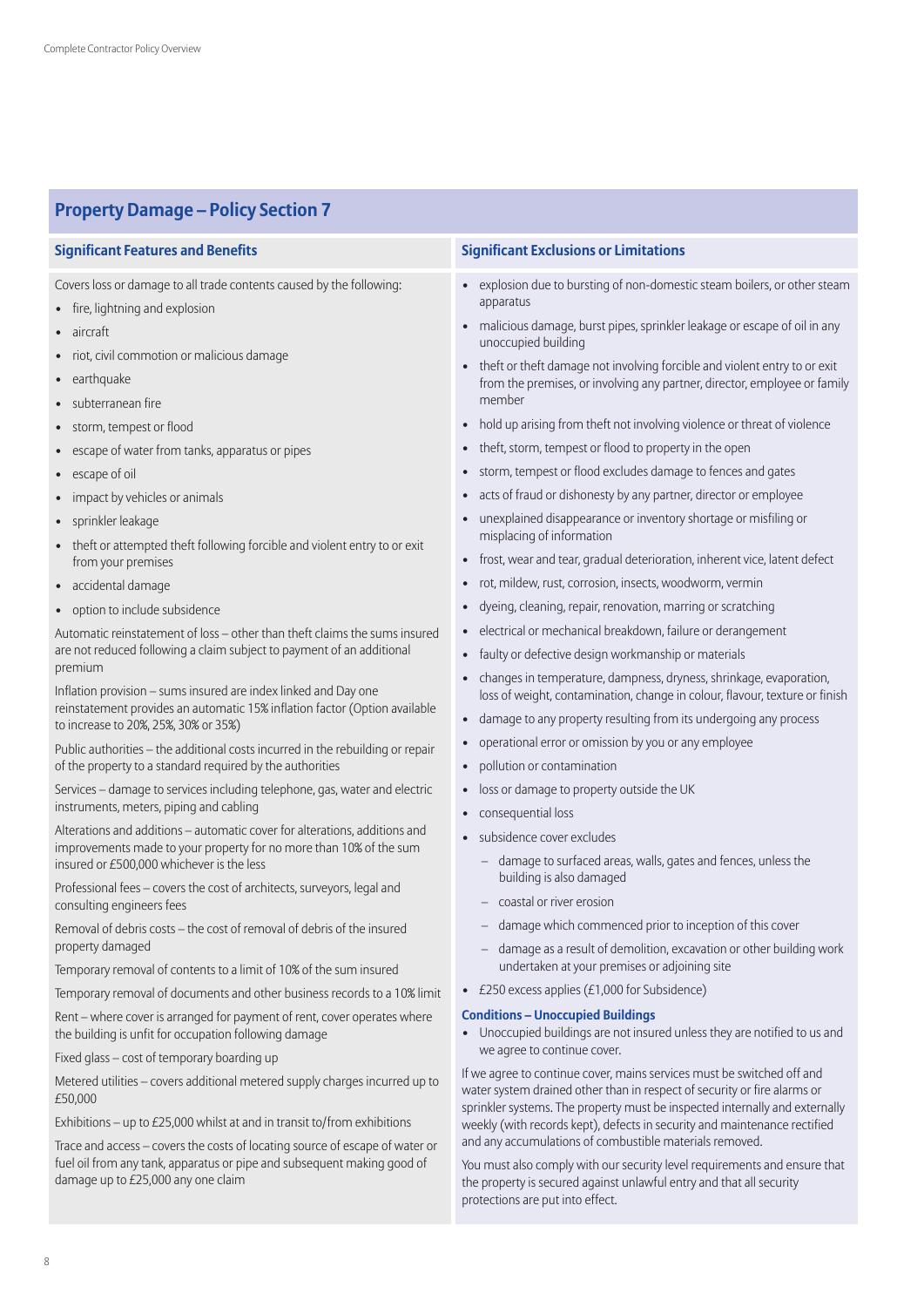## Property Damage – Policy Section 7

### Significant Features and Benefits

Covers loss or damage to all trade contents caused by the following:

- fire, lightning and explosion
- aircraft
- riot, civil commotion or malicious damage
- earthquake
- subterranean fire
- storm, tempest or flood
- escape of water from tanks, apparatus or pipes
- escape of oil
- impact by vehicles or animals
- sprinkler leakage
- theft or attempted theft following forcible and violent entry to or exit from your premises
- accidental damage
- option to include subsidence

Automatic reinstatement of loss – other than theft claims the sums insured are not reduced following a claim subject to payment of an additional premium

Inflation provision – sums insured are index linked and Day one reinstatement provides an automatic 15% inflation factor (Option available to increase to 20%, 25%, 30% or 35%)

Public authorities – the additional costs incurred in the rebuilding or repair of the property to a standard required by the authorities

Services – damage to services including telephone, gas, water and electric instruments, meters, piping and cabling

Alterations and additions – automatic cover for alterations, additions and improvements made to your property for no more than 10% of the sum insured or £500,000 whichever is the less

Professional fees – covers the cost of architects, surveyors, legal and consulting engineers fees

Removal of debris costs – the cost of removal of debris of the insured property damaged

Temporary removal of contents to a limit of 10% of the sum insured

Temporary removal of documents and other business records to a 10% limit

Rent – where cover is arranged for payment of rent, cover operates where the building is unfit for occupation following damage

Fixed glass – cost of temporary boarding up

Metered utilities – covers additional metered supply charges incurred up to £50,000

Exhibitions – up to £25,000 whilst at and in transit to/from exhibitions

Trace and access – covers the costs of locating source of escape of water or fuel oil from any tank, apparatus or pipe and subsequent making good of damage up to £25,000 any one claim

### Significant Exclusions or Limitations

- explosion due to bursting of non-domestic steam boilers, or other steam apparatus
- malicious damage, burst pipes, sprinkler leakage or escape of oil in any unoccupied building
- theft or theft damage not involving forcible and violent entry to or exit from the premises, or involving any partner, director, employee or family member
- hold up arising from theft not involving violence or threat of violence
- theft, storm, tempest or flood to property in the open
- storm, tempest or flood excludes damage to fences and gates
- acts of fraud or dishonesty by any partner, director or employee
- unexplained disappearance or inventory shortage or misfiling or misplacing of information
- frost, wear and tear, gradual deterioration, inherent vice, latent defect
- rot, mildew, rust, corrosion, insects, woodworm, vermin
- dyeing, cleaning, repair, renovation, marring or scratching
- electrical or mechanical breakdown, failure or derangement
- faulty or defective design workmanship or materials
- changes in temperature, dampness, dryness, shrinkage, evaporation, loss of weight, contamination, change in colour, flavour, texture or finish
- damage to any property resulting from its undergoing any process
- operational error or omission by you or any employee
- pollution or contamination
- loss or damage to property outside the UK
- consequential loss
- subsidence cover excludes
  - damage to surfaced areas, walls, gates and fences, unless the building is also damaged
  - coastal or river erosion
  - damage which commenced prior to inception of this cover
  - damage as a result of demolition, excavation or other building work undertaken at your premises or adjoining site
- £250 excess applies (£1,000 for Subsidence)

#### Conditions – Unoccupied Buildings

- Unoccupied buildings are not insured unless they are notified to us and we agree to continue cover.

If we agree to continue cover, mains services must be switched off and water system drained other than in respect of security or fire alarms or sprinkler systems. The property must be inspected internally and externally weekly (with records kept), defects in security and maintenance rectified and any accumulations of combustible materials removed.

You must also comply with our security level requirements and ensure that the property is secured against unlawful entry and that all security protections are put into effect.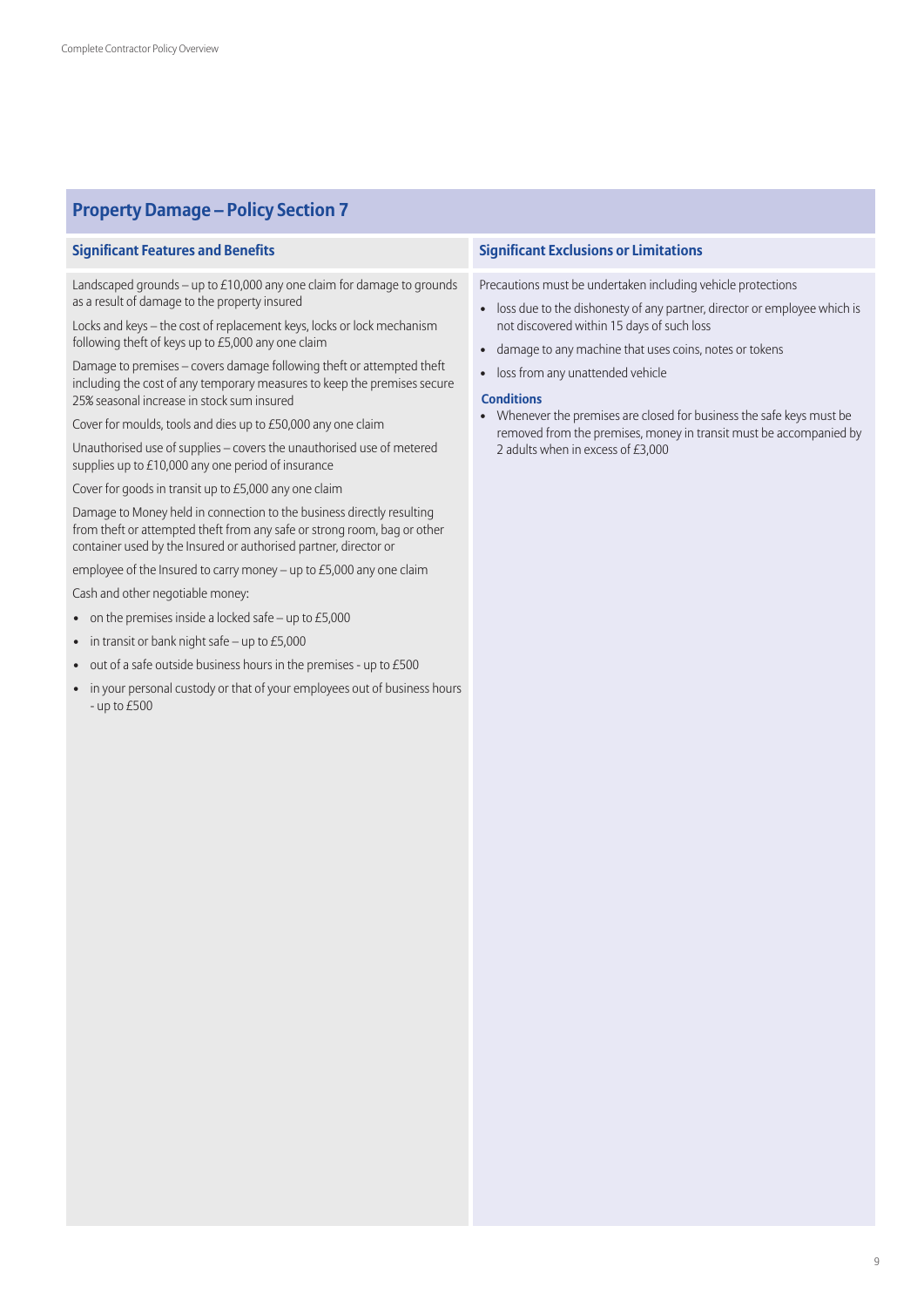## Property Damage – Policy Section 7

### Significant Features and Benefits

Landscaped grounds – up to £10,000 any one claim for damage to grounds as a result of damage to the property insured

Locks and keys – the cost of replacement keys, locks or lock mechanism following theft of keys up to £5,000 any one claim

Damage to premises – covers damage following theft or attempted theft including the cost of any temporary measures to keep the premises secure 25% seasonal increase in stock sum insured

Cover for moulds, tools and dies up to £50,000 any one claim

Unauthorised use of supplies – covers the unauthorised use of metered supplies up to £10,000 any one period of insurance

Cover for goods in transit up to £5,000 any one claim

Damage to Money held in connection to the business directly resulting from theft or attempted theft from any safe or strong room, bag or other container used by the Insured or authorised partner, director or

employee of the Insured to carry money – up to £5,000 any one claim

Cash and other negotiable money:

- on the premises inside a locked safe – up to £5,000
- in transit or bank night safe – up to £5,000
- out of a safe outside business hours in the premises - up to £500
- in your personal custody or that of your employees out of business hours - up to £500

### Significant Exclusions or Limitations

Precautions must be undertaken including vehicle protections

- loss due to the dishonesty of any partner, director or employee which is not discovered within 15 days of such loss
- damage to any machine that uses coins, notes or tokens
- loss from any unattended vehicle

**Conditions**

- Whenever the premises are closed for business the safe keys must be removed from the premises, money in transit must be accompanied by 2 adults when in excess of £3,000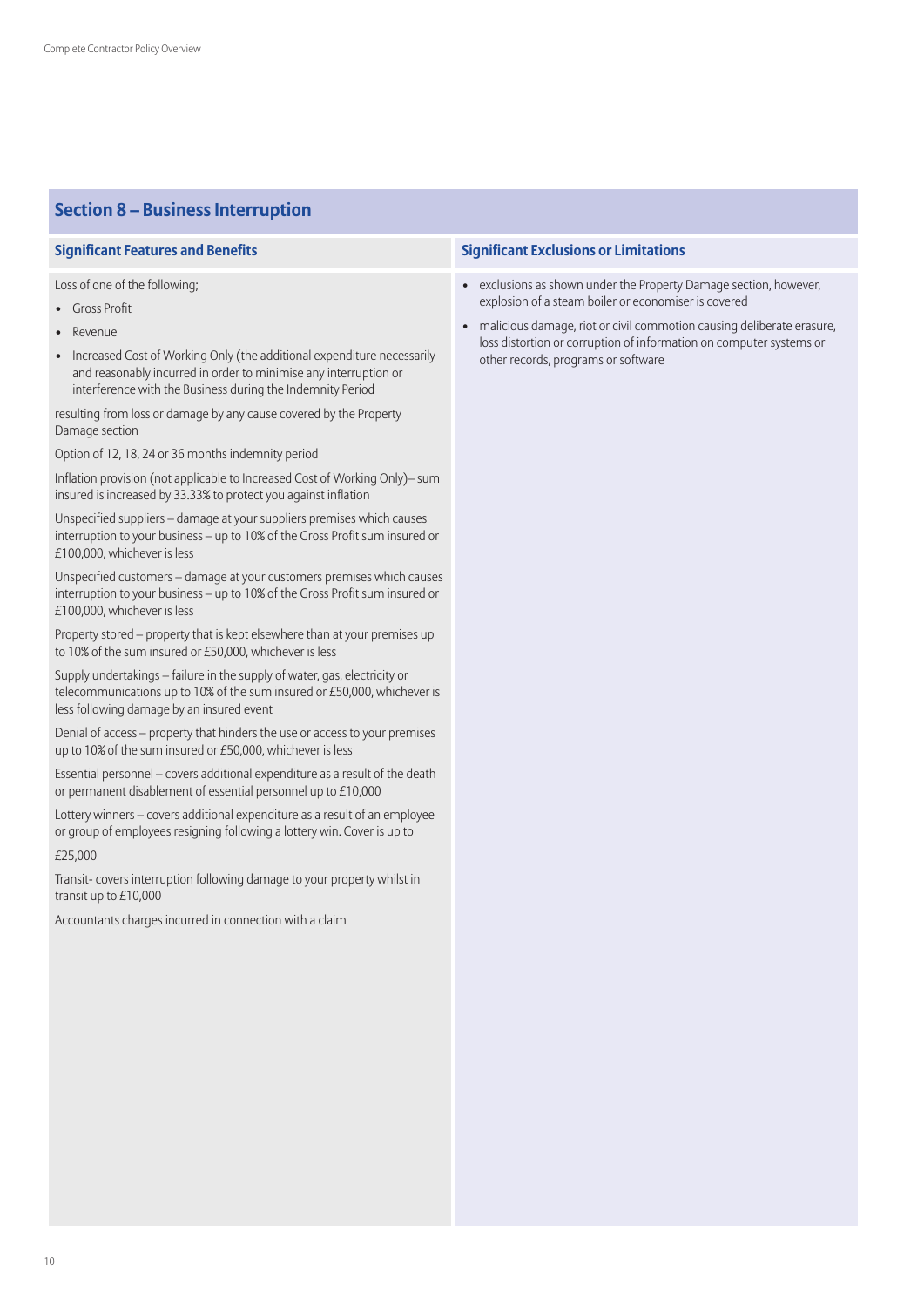## Section 8 – Business Interruption

### Significant Features and Benefits

Loss of one of the following;

- Gross Profit
- Revenue
- Increased Cost of Working Only (the additional expenditure necessarily and reasonably incurred in order to minimise any interruption or interference with the Business during the Indemnity Period

resulting from loss or damage by any cause covered by the Property Damage section

Option of 12, 18, 24 or 36 months indemnity period

Inflation provision (not applicable to Increased Cost of Working Only)– sum insured is increased by 33.33% to protect you against inflation

Unspecified suppliers – damage at your suppliers premises which causes interruption to your business – up to 10% of the Gross Profit sum insured or £100,000, whichever is less

Unspecified customers – damage at your customers premises which causes interruption to your business – up to 10% of the Gross Profit sum insured or £100,000, whichever is less

Property stored – property that is kept elsewhere than at your premises up to 10% of the sum insured or £50,000, whichever is less

Supply undertakings – failure in the supply of water, gas, electricity or telecommunications up to 10% of the sum insured or £50,000, whichever is less following damage by an insured event

Denial of access – property that hinders the use or access to your premises up to 10% of the sum insured or £50,000, whichever is less

Essential personnel – covers additional expenditure as a result of the death or permanent disablement of essential personnel up to £10,000

Lottery winners – covers additional expenditure as a result of an employee or group of employees resigning following a lottery win. Cover is up to

£25,000

Transit- covers interruption following damage to your property whilst in transit up to £10,000

Accountants charges incurred in connection with a claim

### Significant Exclusions or Limitations

- exclusions as shown under the Property Damage section, however, explosion of a steam boiler or economiser is covered
- malicious damage, riot or civil commotion causing deliberate erasure, loss distortion or corruption of information on computer systems or other records, programs or software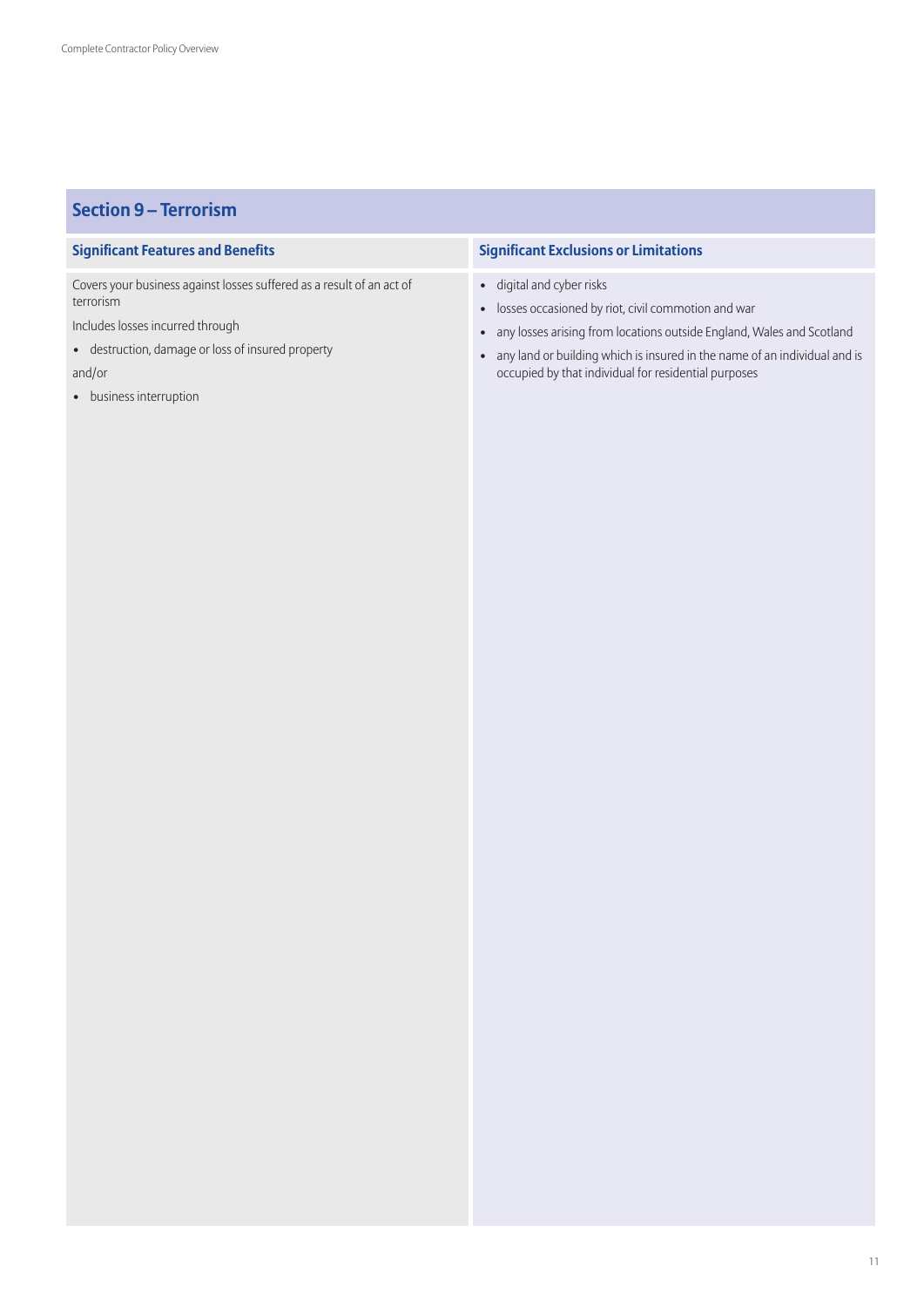## Section 9 – Terrorism

| Significant Features and Benefits | Significant Exclusions or Limitations |
| --- | --- |
| Covers your business against losses suffered as a result of an act of terrorism<br><br>Includes losses incurred through<br><br>• destruction, damage or loss of insured property<br><br>and/or<br><br>• business interruption | • digital and cyber risks<br>• losses occasioned by riot, civil commotion and war<br>• any losses arising from locations outside England, Wales and Scotland<br>• any land or building which is insured in the name of an individual and is occupied by that individual for residential purposes |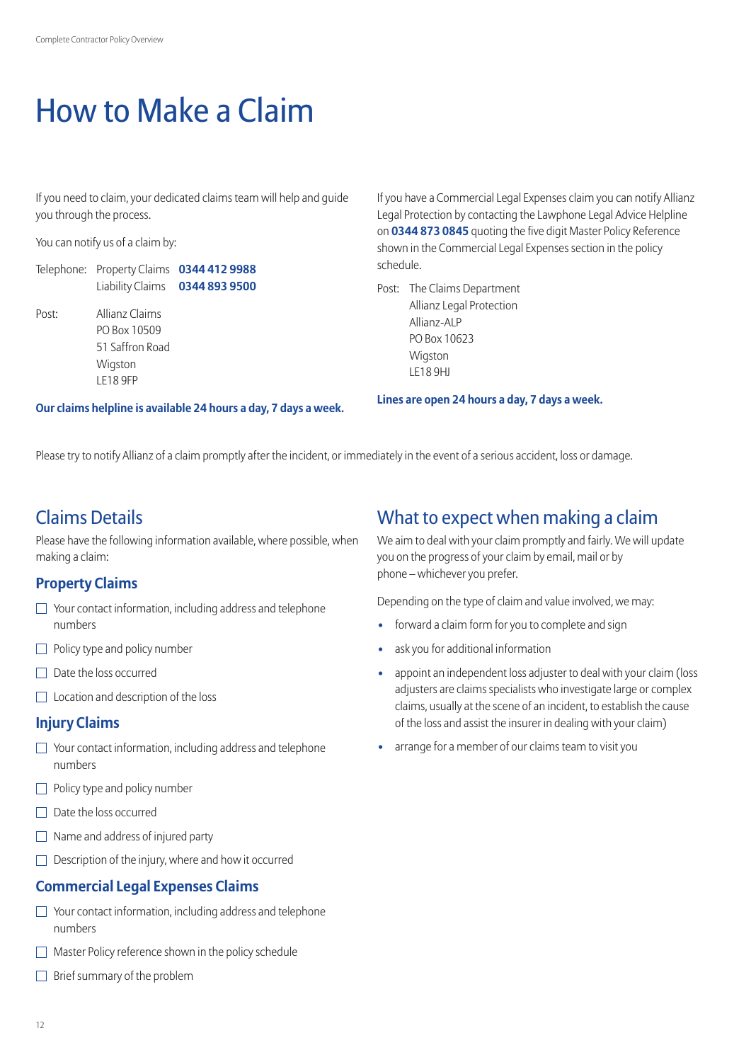# How to Make a Claim

If you need to claim, your dedicated claims team will help and guide you through the process.

You can notify us of a claim by:

Telephone: Property Claims **0344 412 9988**
Liability Claims **0344 893 9500**

Post: Allianz Claims
PO Box 10509
51 Saffron Road
Wigston
LE18 9FP

**Our claims helpline is available 24 hours a day, 7 days a week.**

If you have a Commercial Legal Expenses claim you can notify Allianz Legal Protection by contacting the Lawphone Legal Advice Helpline on **0344 873 0845** quoting the five digit Master Policy Reference shown in the Commercial Legal Expenses section in the policy schedule.

Post: The Claims Department
Allianz Legal Protection
Allianz-ALP
PO Box 10623
Wigston
LE18 9HJ

**Lines are open 24 hours a day, 7 days a week.**

Please try to notify Allianz of a claim promptly after the incident, or immediately in the event of a serious accident, loss or damage.

## Claims Details

Please have the following information available, where possible, when making a claim:

### Property Claims

- ☐ Your contact information, including address and telephone numbers
- ☐ Policy type and policy number
- ☐ Date the loss occurred
- ☐ Location and description of the loss

### Injury Claims

- ☐ Your contact information, including address and telephone numbers
- ☐ Policy type and policy number
- ☐ Date the loss occurred
- ☐ Name and address of injured party
- ☐ Description of the injury, where and how it occurred

### Commercial Legal Expenses Claims

- ☐ Your contact information, including address and telephone numbers
- ☐ Master Policy reference shown in the policy schedule
- ☐ Brief summary of the problem

## What to expect when making a claim

We aim to deal with your claim promptly and fairly. We will update you on the progress of your claim by email, mail or by phone – whichever you prefer.

Depending on the type of claim and value involved, we may:

- forward a claim form for you to complete and sign
- ask you for additional information
- appoint an independent loss adjuster to deal with your claim (loss adjusters are claims specialists who investigate large or complex claims, usually at the scene of an incident, to establish the cause of the loss and assist the insurer in dealing with your claim)
- arrange for a member of our claims team to visit you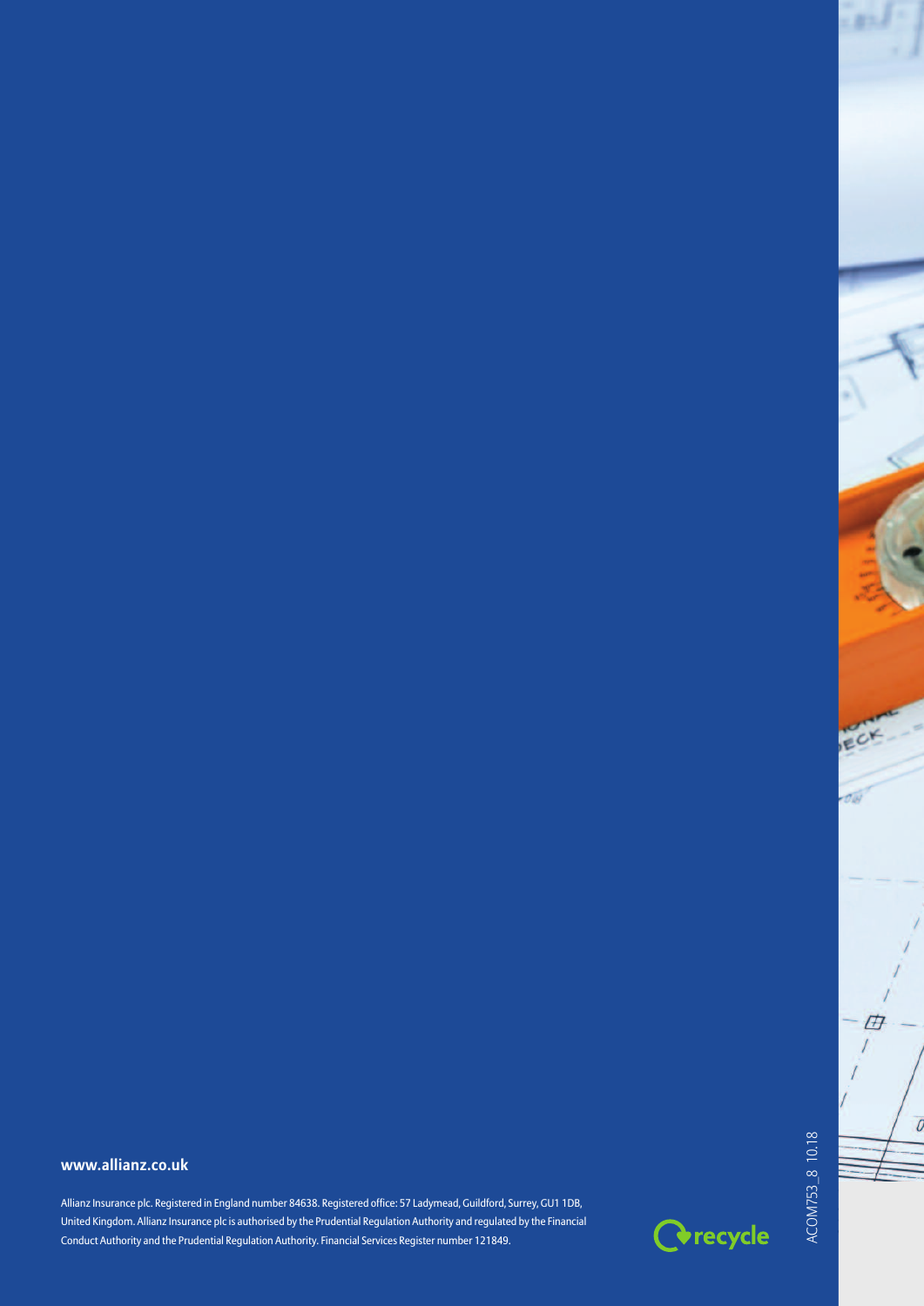**www.allianz.co.uk**

Allianz Insurance plc. Registered in England number 84638. Registered office: 57 Ladymead, Guildford, Surrey, GU1 1DB, United Kingdom. Allianz Insurance plc is authorised by the Prudential Regulation Authority and regulated by the Financial Conduct Authority and the Prudential Regulation Authority. Financial Services Register number 121849.

recycle

ACOM753_8 10.18